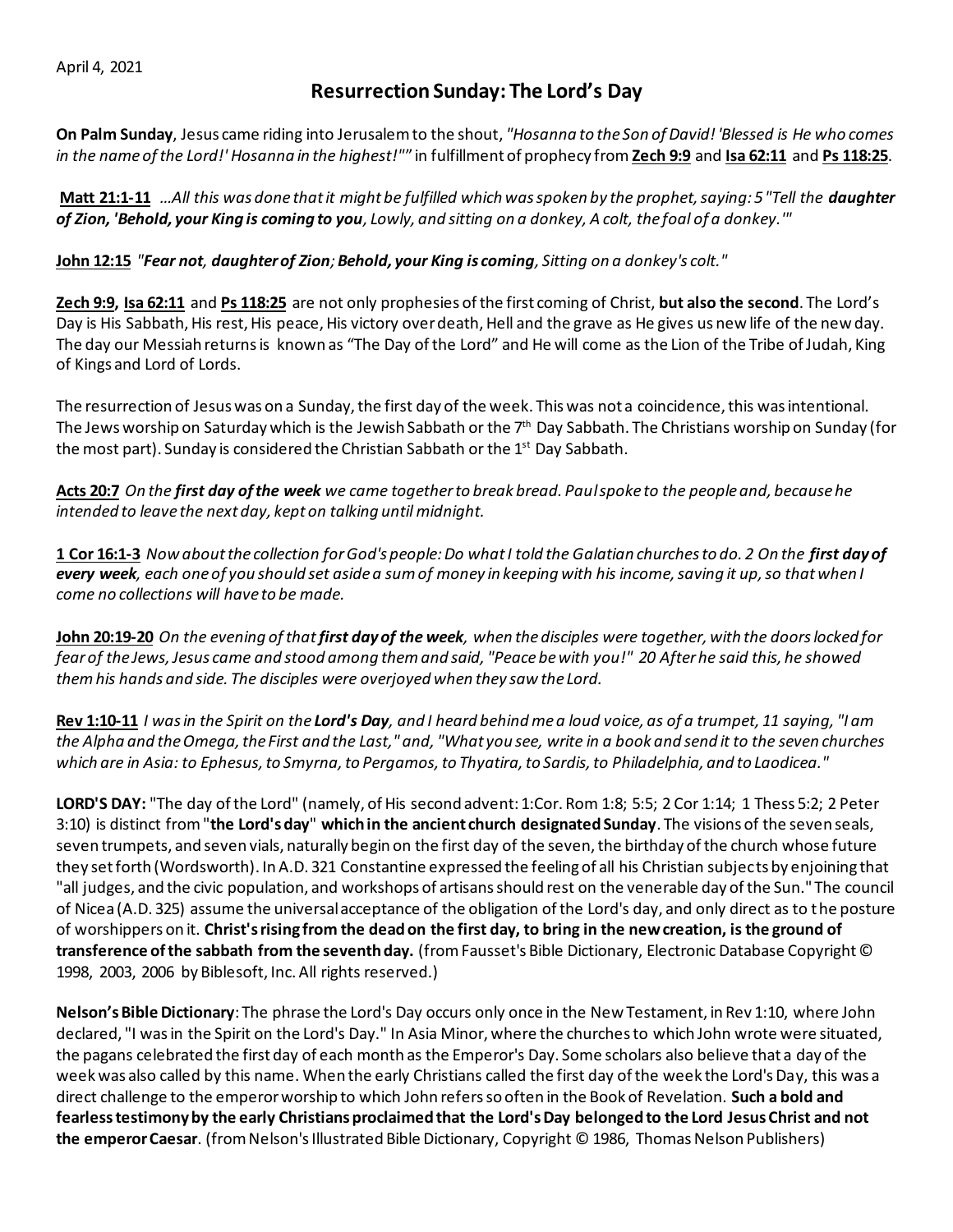April 4, 2021

# Resurrection Sunday: The Lord's Day

**On Palm Sunday**, Jesus came riding into Jerusalem to the shout, *"Hosanna to the Son of David! 'Blessed is He who comes in the name of the Lord!' Hosanna in the highest!""* in fulfillment of prophecy from **Zech 9:9** and **Isa 62:11** and **Ps 118:25**.

**Matt 21:1-11** *…All this was done that it might be fulfilled which was spoken by the prophet, saying: 5 "Tell the* ***daughter of Zion, 'Behold, your King is coming to you****, Lowly, and sitting on a donkey, A colt, the foal of a donkey.'"*

**John 12:15** *"****Fear not, daughter of Zion; Behold, your King is coming****, Sitting on a donkey's colt."*

**Zech 9:9, Isa 62:11** and **Ps 118:25** are not only prophesies of the first coming of Christ, **but also the second**. The Lord's Day is His Sabbath, His rest, His peace, His victory over death, Hell and the grave as He gives us new life of the new day. The day our Messiah returns is known as "The Day of the Lord" and He will come as the Lion of the Tribe of Judah, King of Kings and Lord of Lords.

The resurrection of Jesus was on a Sunday, the first day of the week. This was not a coincidence, this was intentional. The Jews worship on Saturday which is the Jewish Sabbath or the 7th Day Sabbath. The Christians worship on Sunday (for the most part). Sunday is considered the Christian Sabbath or the 1st Day Sabbath.

**Acts 20:7** *On the* ***first day of the week*** *we came together to break bread. Paul spoke to the people and, because he intended to leave the next day, kept on talking until midnight.*

**1 Cor 16:1-3** *Now about the collection for God's people: Do what I told the Galatian churches to do. 2 On the* ***first day of every week****, each one of you should set aside a sum of money in keeping with his income, saving it up, so that when I come no collections will have to be made.*

**John 20:19-20** *On the evening of that* ***first day of the week****, when the disciples were together, with the doors locked for fear of the Jews, Jesus came and stood among them and said, "Peace be with you!" 20 After he said this, he showed them his hands and side. The disciples were overjoyed when they saw the Lord.*

**Rev 1:10-11** *I was in the Spirit on the* ***Lord's Day****, and I heard behind me a loud voice, as of a trumpet, 11 saying, "I am the Alpha and the Omega, the First and the Last," and, "What you see, write in a book and send it to the seven churches which are in Asia: to Ephesus, to Smyrna, to Pergamos, to Thyatira, to Sardis, to Philadelphia, and to Laodicea."*

**LORD'S DAY:** "The day of the Lord" (namely, of His second advent: 1:Cor. Rom 1:8; 5:5; 2 Cor 1:14; 1 Thess 5:2; 2 Peter 3:10) is distinct from "**the Lord's day**" **which in the ancient church designated Sunday**. The visions of the seven seals, seven trumpets, and seven vials, naturally begin on the first day of the seven, the birthday of the church whose future they set forth (Wordsworth). In A.D. 321 Constantine expressed the feeling of all his Christian subjects by enjoining that "all judges, and the civic population, and workshops of artisans should rest on the venerable day of the Sun." The council of Nicea (A.D. 325) assume the universal acceptance of the obligation of the Lord's day, and only direct as to the posture of worshippers on it. **Christ's rising from the dead on the first day, to bring in the new creation, is the ground of transference of the sabbath from the seventh day.** (from Fausset's Bible Dictionary, Electronic Database Copyright © 1998, 2003, 2006 by Biblesoft, Inc. All rights reserved.)

**Nelson's Bible Dictionary**: The phrase the Lord's Day occurs only once in the New Testament, in Rev 1:10, where John declared, "I was in the Spirit on the Lord's Day." In Asia Minor, where the churches to which John wrote were situated, the pagans celebrated the first day of each month as the Emperor's Day. Some scholars also believe that a day of the week was also called by this name. When the early Christians called the first day of the week the Lord's Day, this was a direct challenge to the emperor worship to which John refers so often in the Book of Revelation. **Such a bold and fearless testimony by the early Christians proclaimed that the Lord's Day belonged to the Lord Jesus Christ and not the emperor Caesar**. (from Nelson's Illustrated Bible Dictionary, Copyright © 1986, Thomas Nelson Publishers)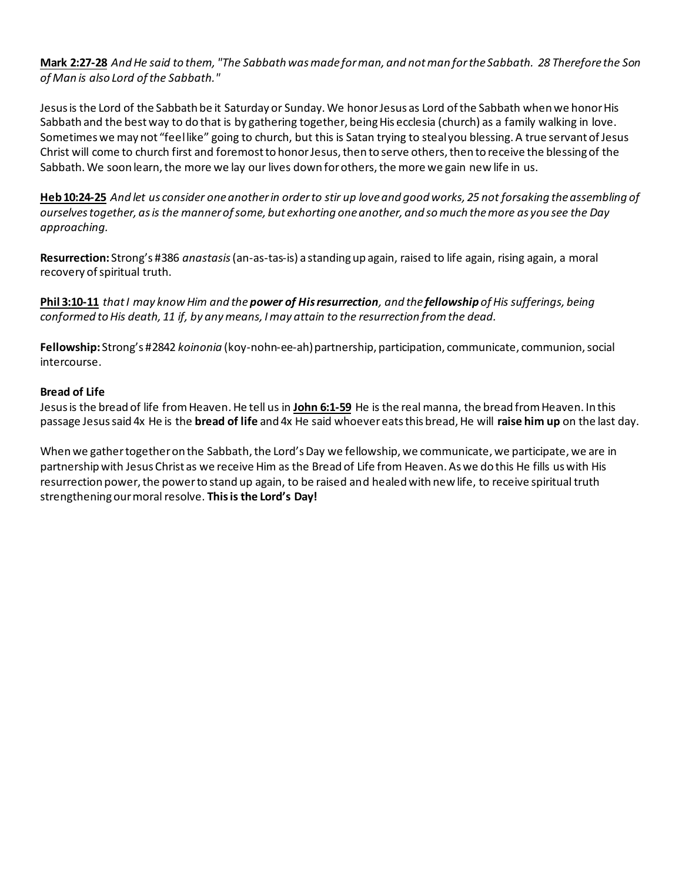**Mark 2:27-28** *And He said to them, "The Sabbath was made for man, and not man for the Sabbath. 28 Therefore the Son of Man is also Lord of the Sabbath."*

Jesus is the Lord of the Sabbath be it Saturday or Sunday. We honor Jesus as Lord of the Sabbath when we honor His Sabbath and the best way to do that is by gathering together, being His ecclesia (church) as a family walking in love. Sometimes we may not "feel like" going to church, but this is Satan trying to steal you blessing. A true servant of Jesus Christ will come to church first and foremost to honor Jesus, then to serve others, then to receive the blessing of the Sabbath. We soon learn, the more we lay our lives down for others, the more we gain new life in us.

**Heb 10:24-25** *And let us consider one another in order to stir up love and good works, 25 not forsaking the assembling of ourselves together, as is the manner of some, but exhorting one another, and so much the more as you see the Day approaching.*

**Resurrection:** Strong's #386 *anastasis* (an-as-tas-is) a standing up again, raised to life again, rising again, a moral recovery of spiritual truth.

**Phil 3:10-11** *that I may know Him and the **power of His resurrection**, and the **fellowship** of His sufferings, being conformed to His death, 11 if, by any means, I may attain to the resurrection from the dead.*

**Fellowship:** Strong's #2842 *koinonia* (koy-nohn-ee-ah) partnership, participation, communicate, communion, social intercourse.

**Bread of Life**

Jesus is the bread of life from Heaven. He tell us in **John 6:1-59** He is the real manna, the bread from Heaven. In this passage Jesus said 4x He is the **bread of life** and 4x He said whoever eats this bread, He will **raise him up** on the last day.

When we gather together on the Sabbath, the Lord's Day we fellowship, we communicate, we participate, we are in partnership with Jesus Christ as we receive Him as the Bread of Life from Heaven. As we do this He fills us with His resurrection power, the power to stand up again, to be raised and healed with new life, to receive spiritual truth strengthening our moral resolve. **This is the Lord's Day!**